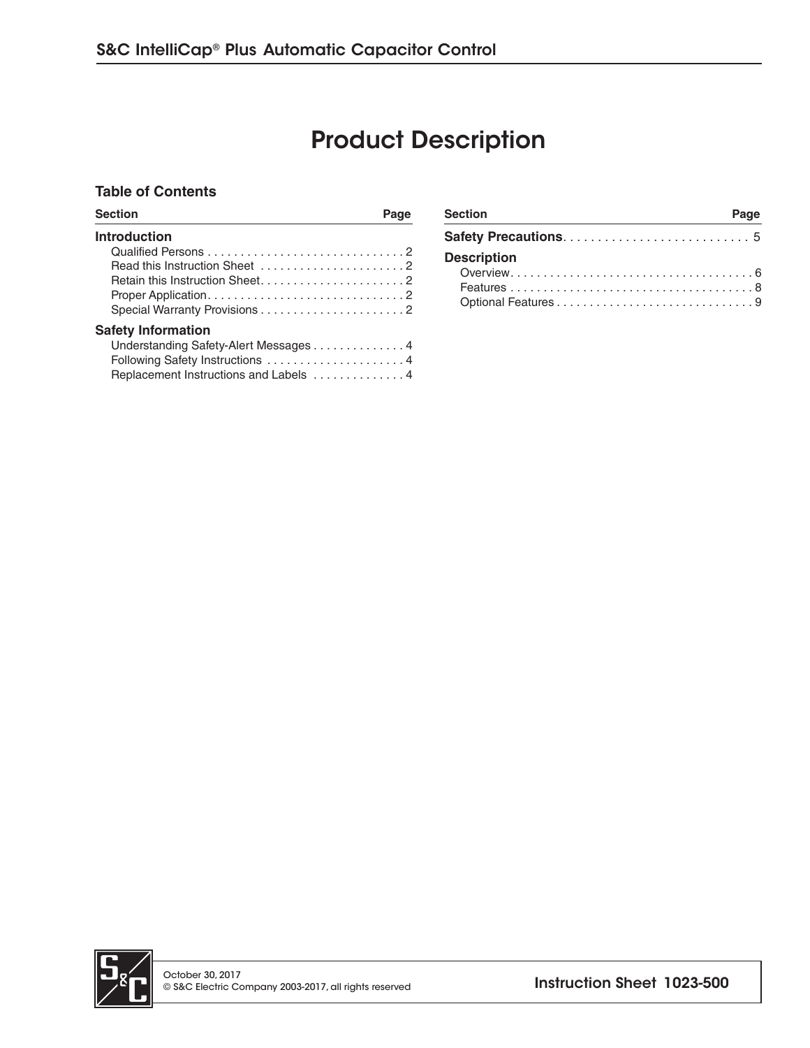# Product Description

## Table of Contents

| Section | Page |
| --- | --- |
| **Introduction** | |
| Qualified Persons | 2 |
| Read this Instruction Sheet | 2 |
| Retain this Instruction Sheet | 2 |
| Proper Application | 2 |
| Special Warranty Provisions | 2 |
| **Safety Information** | |
| Understanding Safety-Alert Messages | 4 |
| Following Safety Instructions | 4 |
| Replacement Instructions and Labels | 4 |
| **Safety Precautions** | 5 |
| **Description** | |
| Overview | 6 |
| Features | 8 |
| Optional Features | 9 |

October 30, 2017
© S&C Electric Company 2003-2017, all rights reserved

Instruction Sheet 1023-500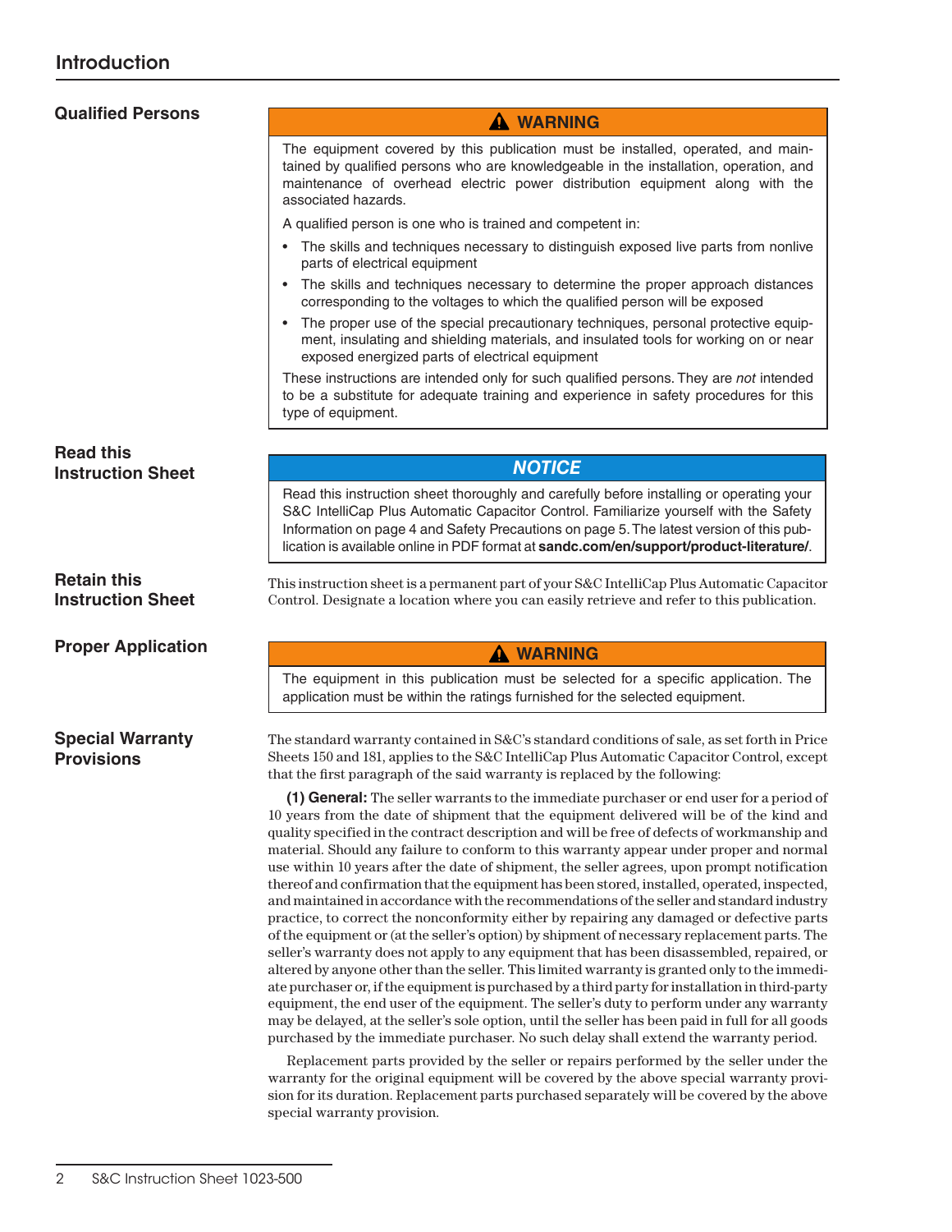# Introduction

## Qualified Persons

**⚠ WARNING**

The equipment covered by this publication must be installed, operated, and maintained by qualified persons who are knowledgeable in the installation, operation, and maintenance of overhead electric power distribution equipment along with the associated hazards.

A qualified person is one who is trained and competent in:

- The skills and techniques necessary to distinguish exposed live parts from nonlive parts of electrical equipment
- The skills and techniques necessary to determine the proper approach distances corresponding to the voltages to which the qualified person will be exposed
- The proper use of the special precautionary techniques, personal protective equipment, insulating and shielding materials, and insulated tools for working on or near exposed energized parts of electrical equipment

These instructions are intended only for such qualified persons. They are *not* intended to be a substitute for adequate training and experience in safety procedures for this type of equipment.

## Read this Instruction Sheet

***NOTICE***

Read this instruction sheet thoroughly and carefully before installing or operating your S&C IntelliCap Plus Automatic Capacitor Control. Familiarize yourself with the Safety Information on page 4 and Safety Precautions on page 5. The latest version of this publication is available online in PDF format at **sandc.com/en/support/product-literature/**.

## Retain this Instruction Sheet

This instruction sheet is a permanent part of your S&C IntelliCap Plus Automatic Capacitor Control. Designate a location where you can easily retrieve and refer to this publication.

## Proper Application

**⚠ WARNING**

The equipment in this publication must be selected for a specific application. The application must be within the ratings furnished for the selected equipment.

## Special Warranty Provisions

The standard warranty contained in S&C's standard conditions of sale, as set forth in Price Sheets 150 and 181, applies to the S&C IntelliCap Plus Automatic Capacitor Control, except that the first paragraph of the said warranty is replaced by the following:

**(1) General:** The seller warrants to the immediate purchaser or end user for a period of 10 years from the date of shipment that the equipment delivered will be of the kind and quality specified in the contract description and will be free of defects of workmanship and material. Should any failure to conform to this warranty appear under proper and normal use within 10 years after the date of shipment, the seller agrees, upon prompt notification thereof and confirmation that the equipment has been stored, installed, operated, inspected, and maintained in accordance with the recommendations of the seller and standard industry practice, to correct the nonconformity either by repairing any damaged or defective parts of the equipment or (at the seller's option) by shipment of necessary replacement parts. The seller's warranty does not apply to any equipment that has been disassembled, repaired, or altered by anyone other than the seller. This limited warranty is granted only to the immediate purchaser or, if the equipment is purchased by a third party for installation in third-party equipment, the end user of the equipment. The seller's duty to perform under any warranty may be delayed, at the seller's sole option, until the seller has been paid in full for all goods purchased by the immediate purchaser. No such delay shall extend the warranty period.

Replacement parts provided by the seller or repairs performed by the seller under the warranty for the original equipment will be covered by the above special warranty provision for its duration. Replacement parts purchased separately will be covered by the above special warranty provision.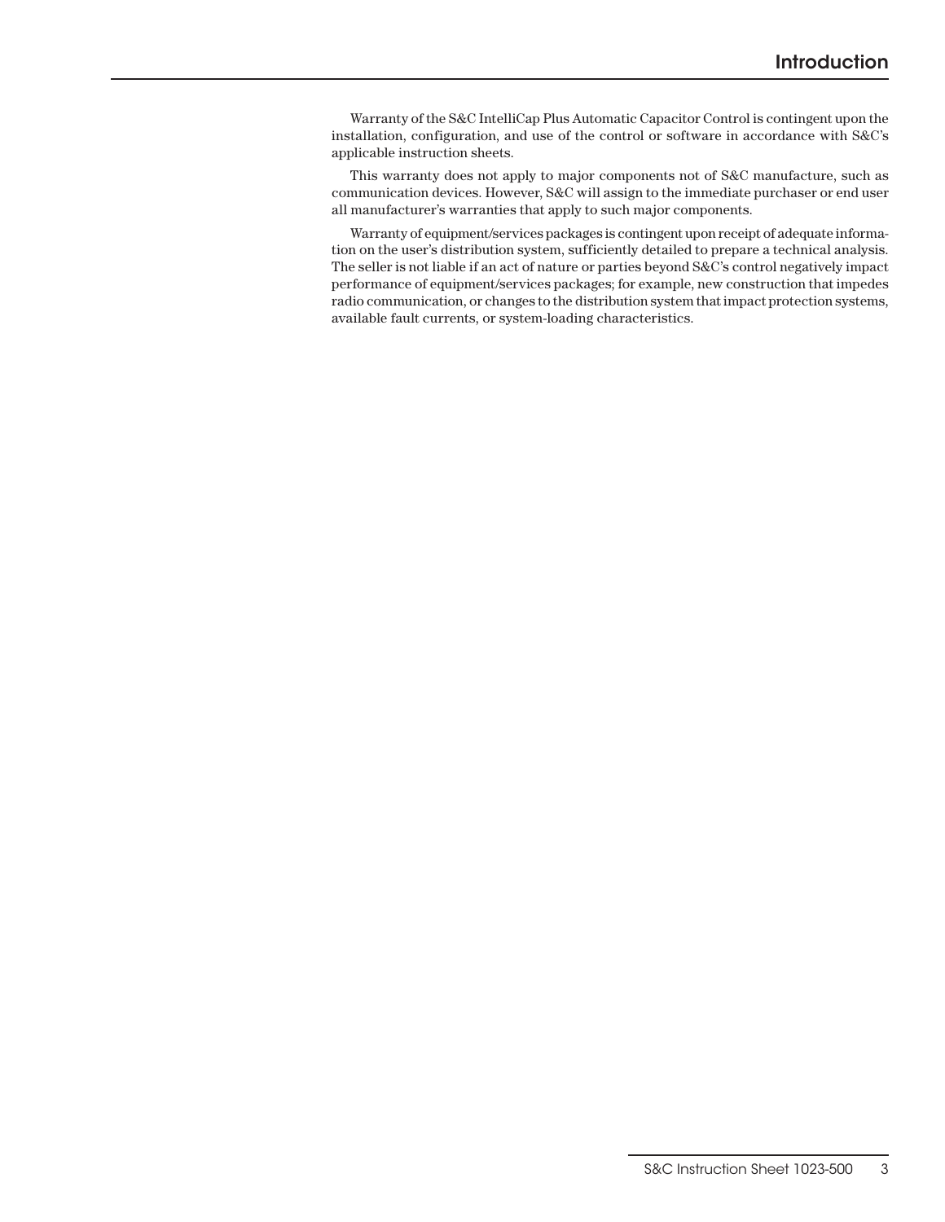Warranty of the S&C IntelliCap Plus Automatic Capacitor Control is contingent upon the installation, configuration, and use of the control or software in accordance with S&C's applicable instruction sheets.

This warranty does not apply to major components not of S&C manufacture, such as communication devices. However, S&C will assign to the immediate purchaser or end user all manufacturer's warranties that apply to such major components.

Warranty of equipment/services packages is contingent upon receipt of adequate information on the user's distribution system, sufficiently detailed to prepare a technical analysis. The seller is not liable if an act of nature or parties beyond S&C's control negatively impact performance of equipment/services packages; for example, new construction that impedes radio communication, or changes to the distribution system that impact protection systems, available fault currents, or system-loading characteristics.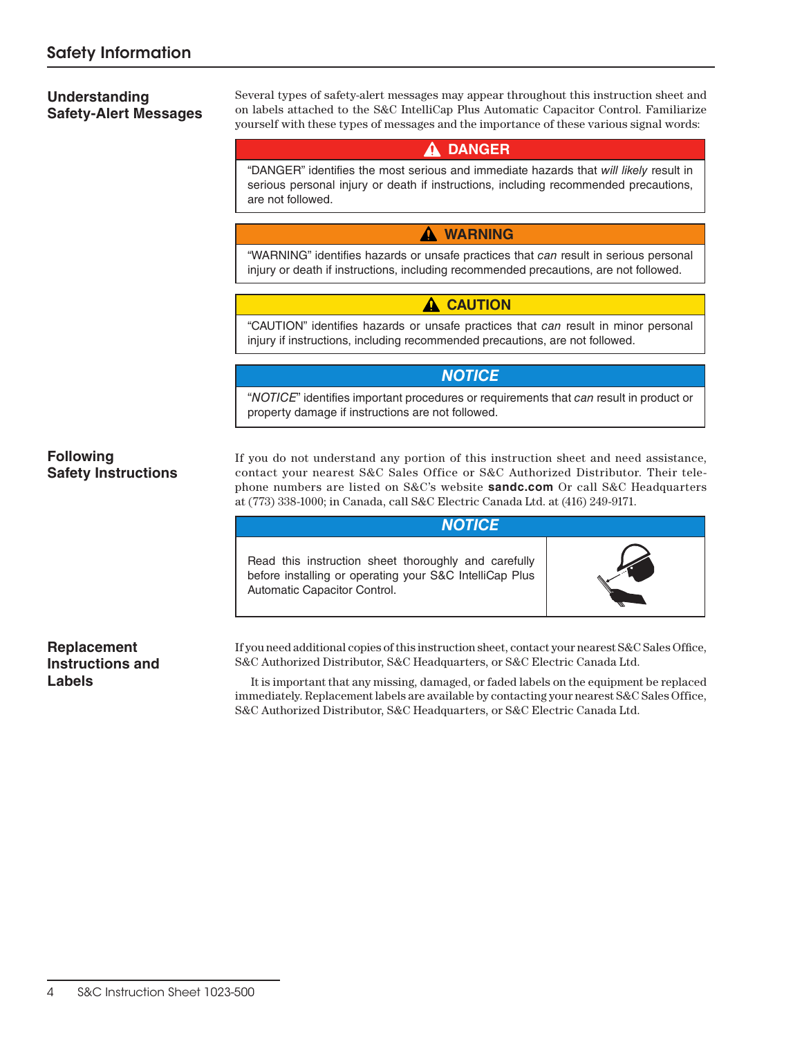# Safety Information

## Understanding Safety-Alert Messages

Several types of safety-alert messages may appear throughout this instruction sheet and on labels attached to the S&C IntelliCap Plus Automatic Capacitor Control. Familiarize yourself with these types of messages and the importance of these various signal words:

**⚠ DANGER**

"DANGER" identifies the most serious and immediate hazards that *will likely* result in serious personal injury or death if instructions, including recommended precautions, are not followed.

**⚠ WARNING**

"WARNING" identifies hazards or unsafe practices that *can* result in serious personal injury or death if instructions, including recommended precautions, are not followed.

**⚠ CAUTION**

"CAUTION" identifies hazards or unsafe practices that *can* result in minor personal injury if instructions, including recommended precautions, are not followed.

***NOTICE***

"*NOTICE*" identifies important procedures or requirements that *can* result in product or property damage if instructions are not followed.

## Following Safety Instructions

If you do not understand any portion of this instruction sheet and need assistance, contact your nearest S&C Sales Office or S&C Authorized Distributor. Their telephone numbers are listed on S&C's website **sandc.com** Or call S&C Headquarters at (773) 338-1000; in Canada, call S&C Electric Canada Ltd. at (416) 249-9171.

***NOTICE***

Read this instruction sheet thoroughly and carefully before installing or operating your S&C IntelliCap Plus Automatic Capacitor Control.

## Replacement Instructions and Labels

If you need additional copies of this instruction sheet, contact your nearest S&C Sales Office, S&C Authorized Distributor, S&C Headquarters, or S&C Electric Canada Ltd.

It is important that any missing, damaged, or faded labels on the equipment be replaced immediately. Replacement labels are available by contacting your nearest S&C Sales Office, S&C Authorized Distributor, S&C Headquarters, or S&C Electric Canada Ltd.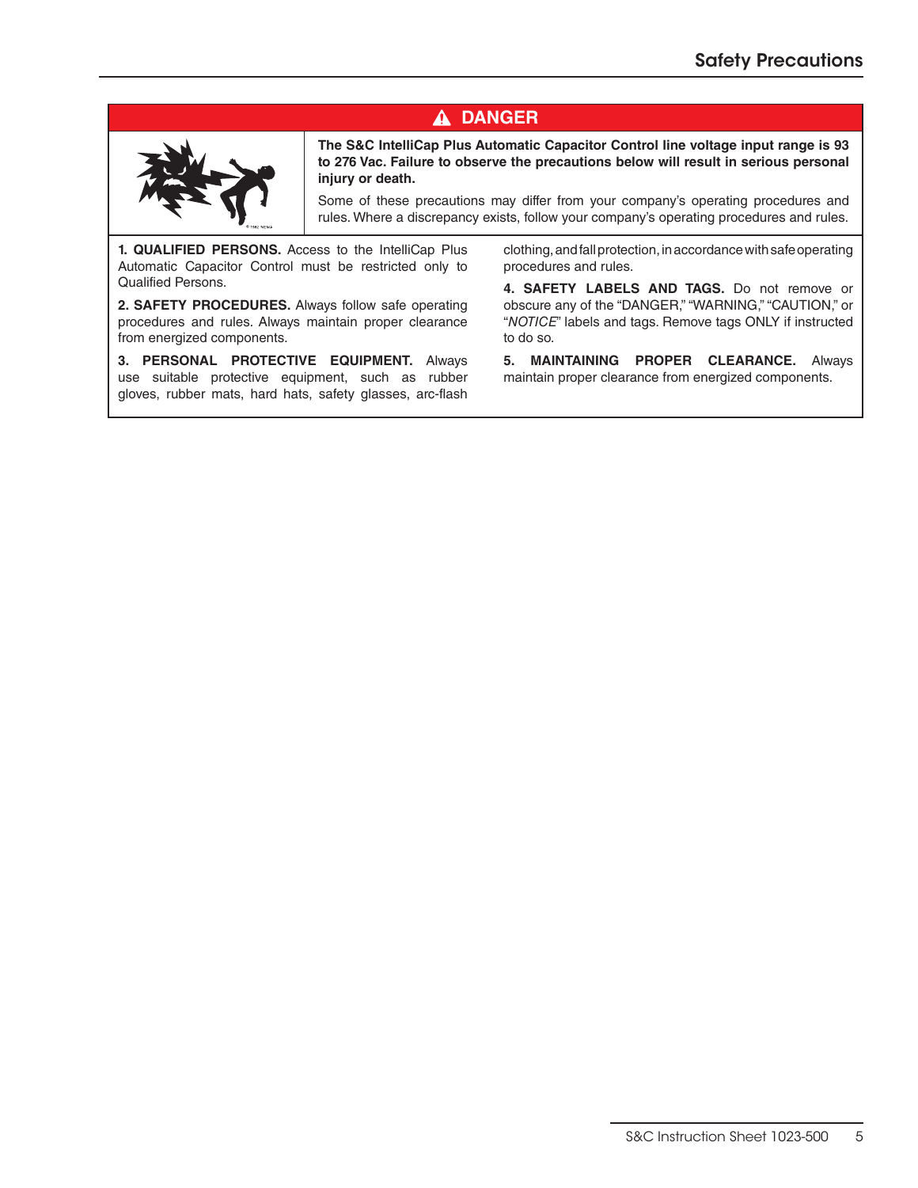# Safety Precautions

## ⚠ DANGER

**The S&C IntelliCap Plus Automatic Capacitor Control line voltage input range is 93 to 276 Vac. Failure to observe the precautions below will result in serious personal injury or death.**

Some of these precautions may differ from your company's operating procedures and rules. Where a discrepancy exists, follow your company's operating procedures and rules.

**1. QUALIFIED PERSONS.** Access to the IntelliCap Plus Automatic Capacitor Control must be restricted only to Qualified Persons.

**2. SAFETY PROCEDURES.** Always follow safe operating procedures and rules. Always maintain proper clearance from energized components.

**3. PERSONAL PROTECTIVE EQUIPMENT.** Always use suitable protective equipment, such as rubber gloves, rubber mats, hard hats, safety glasses, arc-flash clothing, and fall protection, in accordance with safe operating procedures and rules.

**4. SAFETY LABELS AND TAGS.** Do not remove or obscure any of the "DANGER," "WARNING," "CAUTION," or "*NOTICE*" labels and tags. Remove tags ONLY if instructed to do so.

**5. MAINTAINING PROPER CLEARANCE.** Always maintain proper clearance from energized components.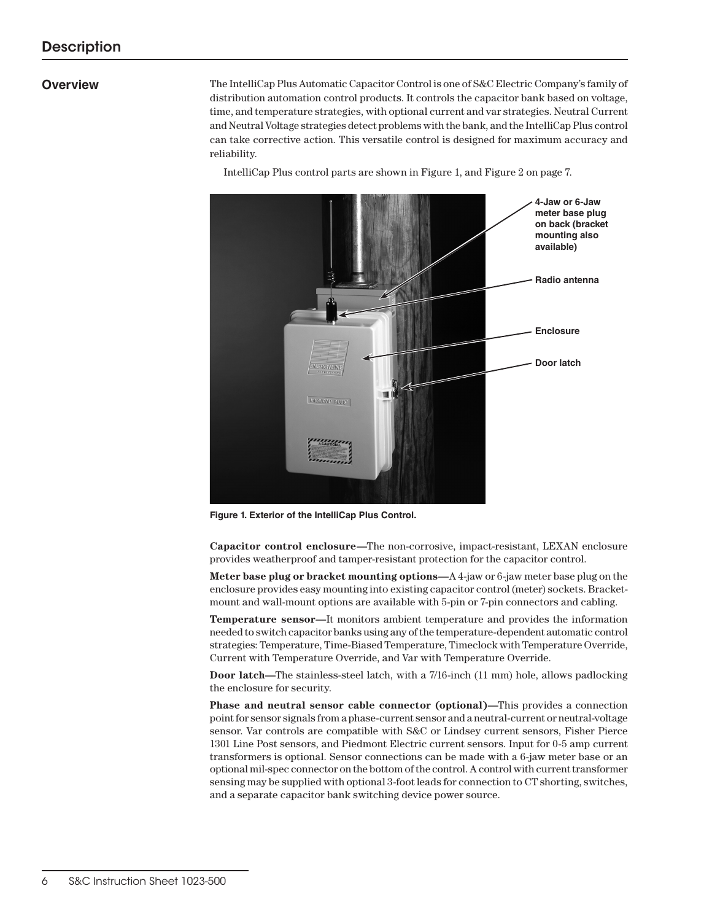## Description

### Overview

The IntelliCap Plus Automatic Capacitor Control is one of S&C Electric Company's family of distribution automation control products. It controls the capacitor bank based on voltage, time, and temperature strategies, with optional current and var strategies. Neutral Current and Neutral Voltage strategies detect problems with the bank, and the IntelliCap Plus control can take corrective action. This versatile control is designed for maximum accuracy and reliability.

IntelliCap Plus control parts are shown in Figure 1, and Figure 2 on page 7.

4-Jaw or 6-Jaw meter base plug on back (bracket mounting also available)

Radio antenna

Enclosure

Door latch

**Figure 1. Exterior of the IntelliCap Plus Control.**

**Capacitor control enclosure—**The non-corrosive, impact-resistant, LEXAN enclosure provides weatherproof and tamper-resistant protection for the capacitor control.

**Meter base plug or bracket mounting options—**A 4-jaw or 6-jaw meter base plug on the enclosure provides easy mounting into existing capacitor control (meter) sockets. Bracket-mount and wall-mount options are available with 5-pin or 7-pin connectors and cabling.

**Temperature sensor—**It monitors ambient temperature and provides the information needed to switch capacitor banks using any of the temperature-dependent automatic control strategies: Temperature, Time-Biased Temperature, Timeclock with Temperature Override, Current with Temperature Override, and Var with Temperature Override.

**Door latch—**The stainless-steel latch, with a 7/16-inch (11 mm) hole, allows padlocking the enclosure for security.

**Phase and neutral sensor cable connector (optional)—**This provides a connection point for sensor signals from a phase-current sensor and a neutral-current or neutral-voltage sensor. Var controls are compatible with S&C or Lindsey current sensors, Fisher Pierce 1301 Line Post sensors, and Piedmont Electric current sensors. Input for 0-5 amp current transformers is optional. Sensor connections can be made with a 6-jaw meter base or an optional mil-spec connector on the bottom of the control. A control with current transformer sensing may be supplied with optional 3-foot leads for connection to CT shorting, switches, and a separate capacitor bank switching device power source.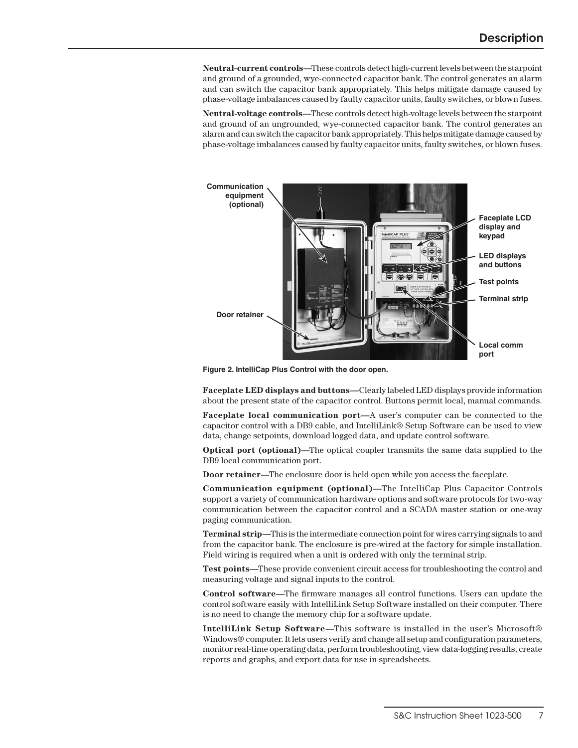Neutral-current controls—These controls detect high-current levels between the starpoint and ground of a grounded, wye-connected capacitor bank. The control generates an alarm and can switch the capacitor bank appropriately. This helps mitigate damage caused by phase-voltage imbalances caused by faulty capacitor units, faulty switches, or blown fuses.

**Neutral-voltage controls—**These controls detect high-voltage levels between the starpoint and ground of an ungrounded, wye-connected capacitor bank. The control generates an alarm and can switch the capacitor bank appropriately. This helps mitigate damage caused by phase-voltage imbalances caused by faulty capacitor units, faulty switches, or blown fuses.

Communication equipment (optional)

Faceplate LCD display and keypad

LED displays and buttons

Test points

Terminal strip

Door retainer

Local comm port

**Figure 2. IntelliCap Plus Control with the door open.**

**Faceplate LED displays and buttons—**Clearly labeled LED displays provide information about the present state of the capacitor control. Buttons permit local, manual commands.

**Faceplate local communication port—**A user's computer can be connected to the capacitor control with a DB9 cable, and IntelliLink® Setup Software can be used to view data, change setpoints, download logged data, and update control software.

**Optical port (optional)—**The optical coupler transmits the same data supplied to the DB9 local communication port.

**Door retainer—**The enclosure door is held open while you access the faceplate.

**Communication equipment (optional)—**The IntelliCap Plus Capacitor Controls support a variety of communication hardware options and software protocols for two-way communication between the capacitor control and a SCADA master station or one-way paging communication.

**Terminal strip—**This is the intermediate connection point for wires carrying signals to and from the capacitor bank. The enclosure is pre-wired at the factory for simple installation. Field wiring is required when a unit is ordered with only the terminal strip.

**Test points—**These provide convenient circuit access for troubleshooting the control and measuring voltage and signal inputs to the control.

**Control software—**The firmware manages all control functions. Users can update the control software easily with IntelliLink Setup Software installed on their computer. There is no need to change the memory chip for a software update.

**IntelliLink Setup Software—**This software is installed in the user's Microsoft® Windows® computer. It lets users verify and change all setup and configuration parameters, monitor real-time operating data, perform troubleshooting, view data-logging results, create reports and graphs, and export data for use in spreadsheets.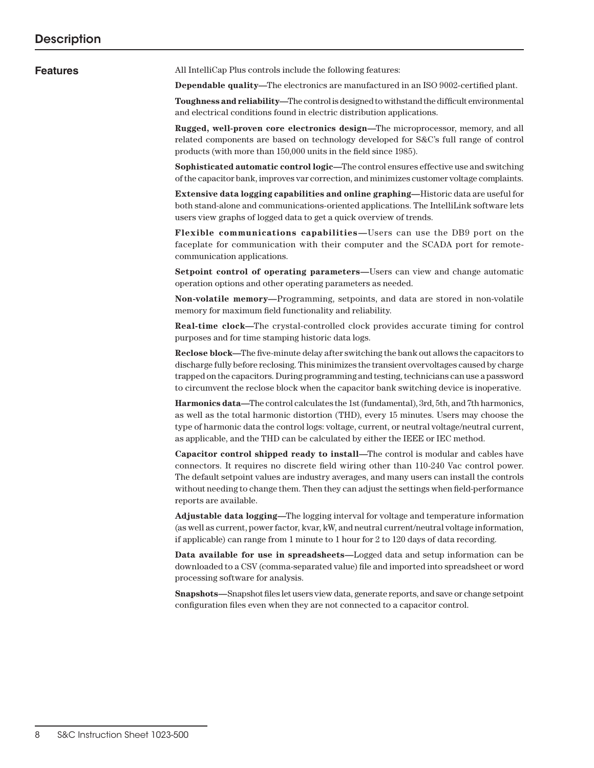# Description

## Features

All IntelliCap Plus controls include the following features:

**Dependable quality—**The electronics are manufactured in an ISO 9002-certified plant.

**Toughness and reliability—**The control is designed to withstand the difficult environmental and electrical conditions found in electric distribution applications.

**Rugged, well-proven core electronics design—**The microprocessor, memory, and all related components are based on technology developed for S&C's full range of control products (with more than 150,000 units in the field since 1985).

**Sophisticated automatic control logic—**The control ensures effective use and switching of the capacitor bank, improves var correction, and minimizes customer voltage complaints.

**Extensive data logging capabilities and online graphing—**Historic data are useful for both stand-alone and communications-oriented applications. The IntelliLink software lets users view graphs of logged data to get a quick overview of trends.

**Flexible communications capabilities—**Users can use the DB9 port on the faceplate for communication with their computer and the SCADA port for remote-communication applications.

**Setpoint control of operating parameters—**Users can view and change automatic operation options and other operating parameters as needed.

**Non-volatile memory—**Programming, setpoints, and data are stored in non-volatile memory for maximum field functionality and reliability.

**Real-time clock—**The crystal-controlled clock provides accurate timing for control purposes and for time stamping historic data logs.

**Reclose block—**The five-minute delay after switching the bank out allows the capacitors to discharge fully before reclosing. This minimizes the transient overvoltages caused by charge trapped on the capacitors. During programming and testing, technicians can use a password to circumvent the reclose block when the capacitor bank switching device is inoperative.

**Harmonics data—**The control calculates the 1st (fundamental), 3rd, 5th, and 7th harmonics, as well as the total harmonic distortion (THD), every 15 minutes. Users may choose the type of harmonic data the control logs: voltage, current, or neutral voltage/neutral current, as applicable, and the THD can be calculated by either the IEEE or IEC method.

**Capacitor control shipped ready to install—**The control is modular and cables have connectors. It requires no discrete field wiring other than 110-240 Vac control power. The default setpoint values are industry averages, and many users can install the controls without needing to change them. Then they can adjust the settings when field-performance reports are available.

**Adjustable data logging—**The logging interval for voltage and temperature information (as well as current, power factor, kvar, kW, and neutral current/neutral voltage information, if applicable) can range from 1 minute to 1 hour for 2 to 120 days of data recording.

**Data available for use in spreadsheets—**Logged data and setup information can be downloaded to a CSV (comma-separated value) file and imported into spreadsheet or word processing software for analysis.

**Snapshots—**Snapshot files let users view data, generate reports, and save or change setpoint configuration files even when they are not connected to a capacitor control.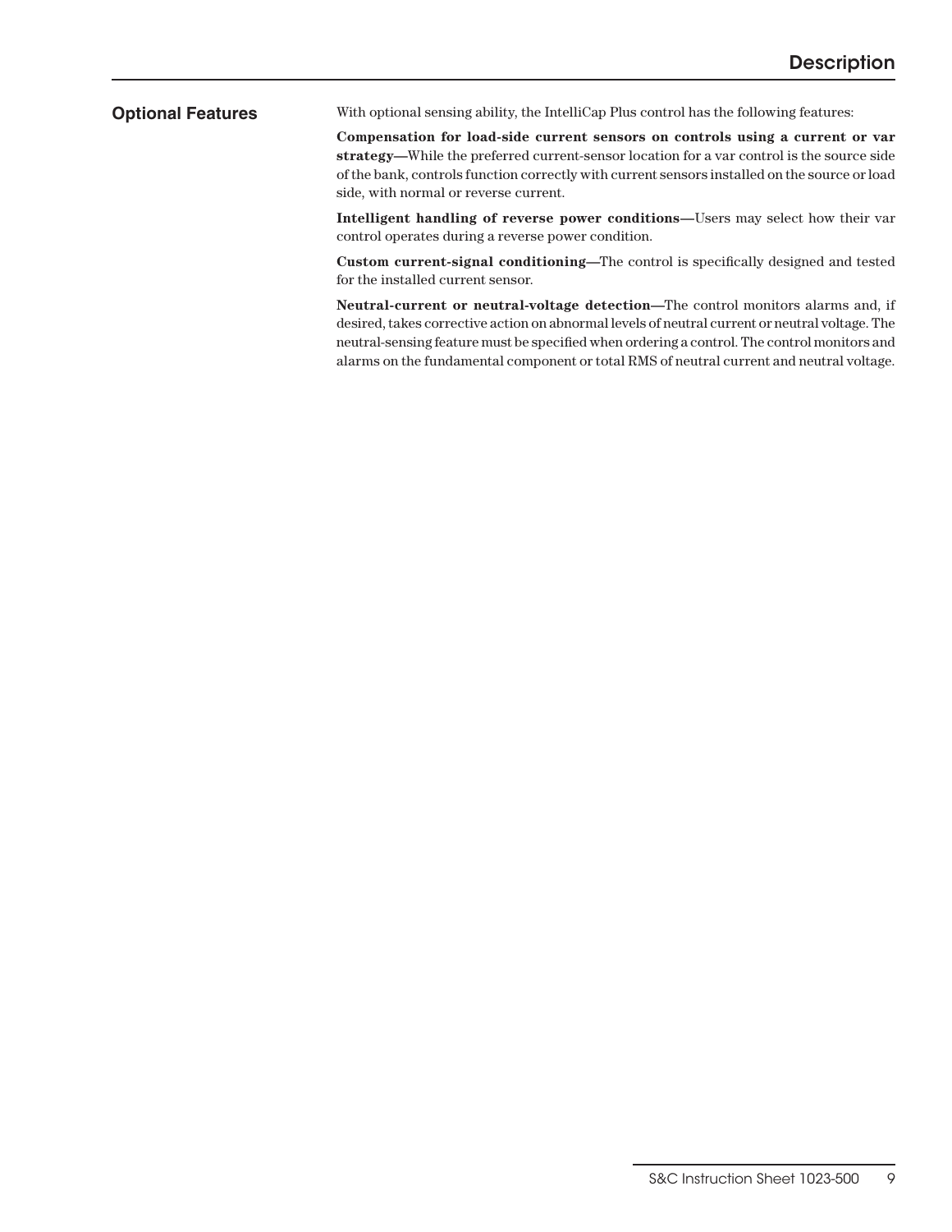## Optional Features

With optional sensing ability, the IntelliCap Plus control has the following features:

**Compensation for load-side current sensors on controls using a current or var strategy—**While the preferred current-sensor location for a var control is the source side of the bank, controls function correctly with current sensors installed on the source or load side, with normal or reverse current.

**Intelligent handling of reverse power conditions—**Users may select how their var control operates during a reverse power condition.

**Custom current-signal conditioning—**The control is specifically designed and tested for the installed current sensor.

**Neutral-current or neutral-voltage detection—**The control monitors alarms and, if desired, takes corrective action on abnormal levels of neutral current or neutral voltage. The neutral-sensing feature must be specified when ordering a control. The control monitors and alarms on the fundamental component or total RMS of neutral current and neutral voltage.